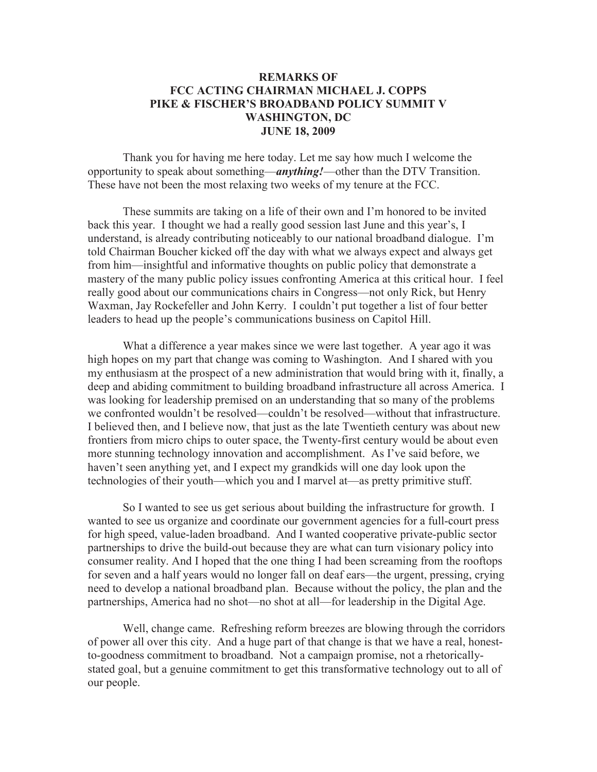# REMARKS OF FCC ACTING CHAIRMAN MICHAEL J. COPPS PIKE & FISCHER'S BROADBAND POLICY SUMMIT V WASHINGTON, DC JUNE 18, 2009

Thank you for having me here today. Let me say how much I welcome the opportunity to speak about something—***anything!***—other than the DTV Transition. These have not been the most relaxing two weeks of my tenure at the FCC.

These summits are taking on a life of their own and I'm honored to be invited back this year. I thought we had a really good session last June and this year's, I understand, is already contributing noticeably to our national broadband dialogue. I'm told Chairman Boucher kicked off the day with what we always expect and always get from him—insightful and informative thoughts on public policy that demonstrate a mastery of the many public policy issues confronting America at this critical hour. I feel really good about our communications chairs in Congress—not only Rick, but Henry Waxman, Jay Rockefeller and John Kerry. I couldn't put together a list of four better leaders to head up the people's communications business on Capitol Hill.

What a difference a year makes since we were last together. A year ago it was high hopes on my part that change was coming to Washington. And I shared with you my enthusiasm at the prospect of a new administration that would bring with it, finally, a deep and abiding commitment to building broadband infrastructure all across America. I was looking for leadership premised on an understanding that so many of the problems we confronted wouldn't be resolved—couldn't be resolved—without that infrastructure. I believed then, and I believe now, that just as the late Twentieth century was about new frontiers from micro chips to outer space, the Twenty-first century would be about even more stunning technology innovation and accomplishment. As I've said before, we haven't seen anything yet, and I expect my grandkids will one day look upon the technologies of their youth—which you and I marvel at—as pretty primitive stuff.

So I wanted to see us get serious about building the infrastructure for growth. I wanted to see us organize and coordinate our government agencies for a full-court press for high speed, value-laden broadband. And I wanted cooperative private-public sector partnerships to drive the build-out because they are what can turn visionary policy into consumer reality. And I hoped that the one thing I had been screaming from the rooftops for seven and a half years would no longer fall on deaf ears—the urgent, pressing, crying need to develop a national broadband plan. Because without the policy, the plan and the partnerships, America had no shot—no shot at all—for leadership in the Digital Age.

Well, change came. Refreshing reform breezes are blowing through the corridors of power all over this city. And a huge part of that change is that we have a real, honest-to-goodness commitment to broadband. Not a campaign promise, not a rhetorically-stated goal, but a genuine commitment to get this transformative technology out to all of our people.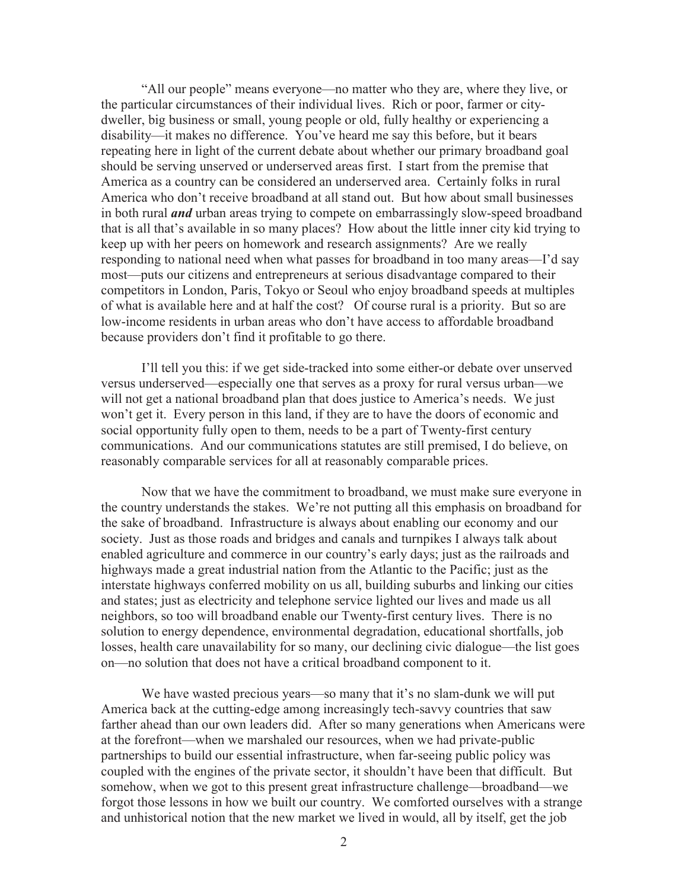"All our people" means everyone—no matter who they are, where they live, or the particular circumstances of their individual lives. Rich or poor, farmer or city-dweller, big business or small, young people or old, fully healthy or experiencing a disability—it makes no difference. You've heard me say this before, but it bears repeating here in light of the current debate about whether our primary broadband goal should be serving unserved or underserved areas first. I start from the premise that America as a country can be considered an underserved area. Certainly folks in rural America who don't receive broadband at all stand out. But how about small businesses in both rural ***and*** urban areas trying to compete on embarrassingly slow-speed broadband that is all that's available in so many places? How about the little inner city kid trying to keep up with her peers on homework and research assignments? Are we really responding to national need when what passes for broadband in too many areas—I'd say most—puts our citizens and entrepreneurs at serious disadvantage compared to their competitors in London, Paris, Tokyo or Seoul who enjoy broadband speeds at multiples of what is available here and at half the cost? Of course rural is a priority. But so are low-income residents in urban areas who don't have access to affordable broadband because providers don't find it profitable to go there.

I'll tell you this: if we get side-tracked into some either-or debate over unserved versus underserved—especially one that serves as a proxy for rural versus urban—we will not get a national broadband plan that does justice to America's needs. We just won't get it. Every person in this land, if they are to have the doors of economic and social opportunity fully open to them, needs to be a part of Twenty-first century communications. And our communications statutes are still premised, I do believe, on reasonably comparable services for all at reasonably comparable prices.

Now that we have the commitment to broadband, we must make sure everyone in the country understands the stakes. We're not putting all this emphasis on broadband for the sake of broadband. Infrastructure is always about enabling our economy and our society. Just as those roads and bridges and canals and turnpikes I always talk about enabled agriculture and commerce in our country's early days; just as the railroads and highways made a great industrial nation from the Atlantic to the Pacific; just as the interstate highways conferred mobility on us all, building suburbs and linking our cities and states; just as electricity and telephone service lighted our lives and made us all neighbors, so too will broadband enable our Twenty-first century lives. There is no solution to energy dependence, environmental degradation, educational shortfalls, job losses, health care unavailability for so many, our declining civic dialogue—the list goes on—no solution that does not have a critical broadband component to it.

We have wasted precious years—so many that it's no slam-dunk we will put America back at the cutting-edge among increasingly tech-savvy countries that saw farther ahead than our own leaders did. After so many generations when Americans were at the forefront—when we marshaled our resources, when we had private-public partnerships to build our essential infrastructure, when far-seeing public policy was coupled with the engines of the private sector, it shouldn't have been that difficult. But somehow, when we got to this present great infrastructure challenge—broadband—we forgot those lessons in how we built our country. We comforted ourselves with a strange and unhistorical notion that the new market we lived in would, all by itself, get the job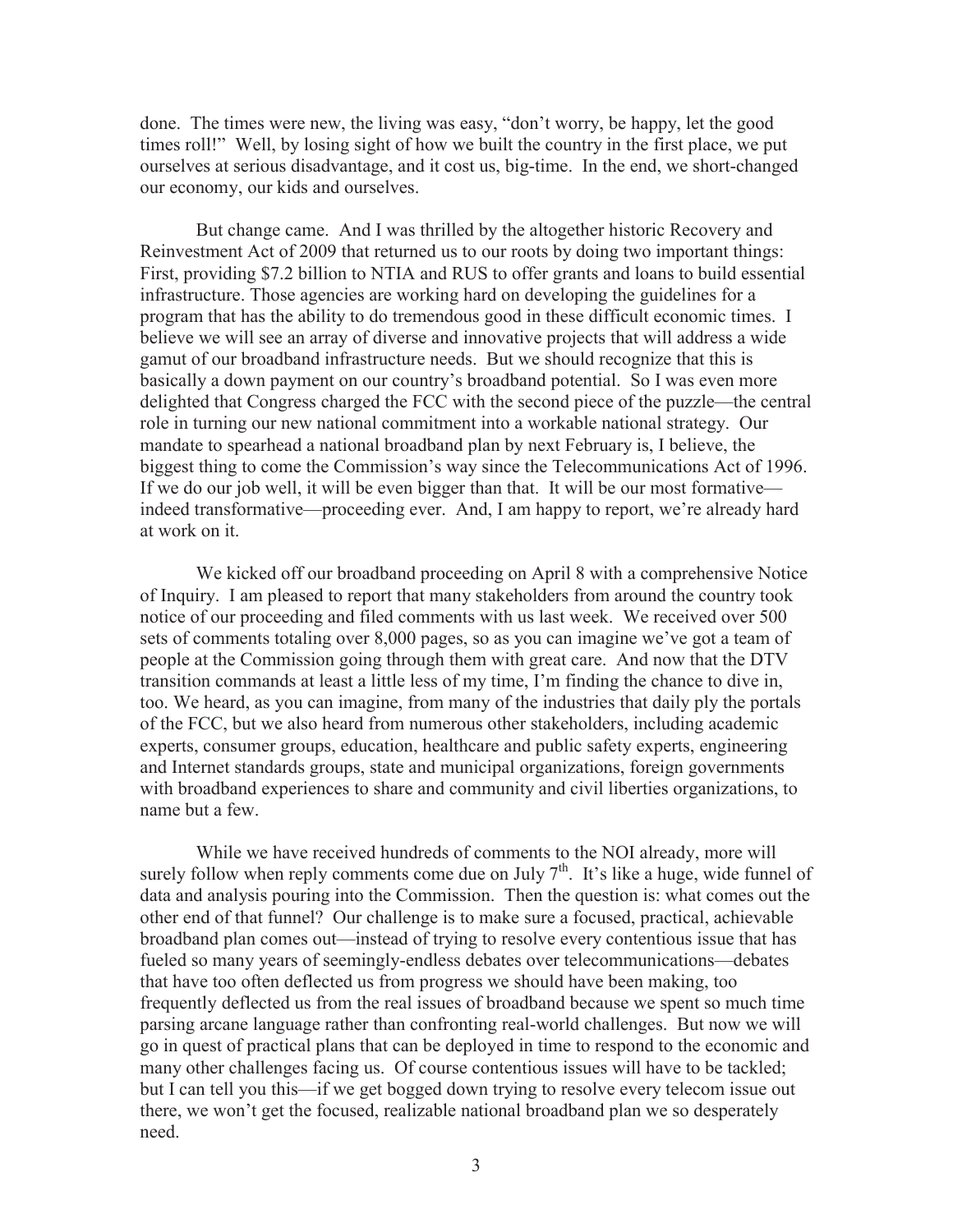done. The times were new, the living was easy, "don't worry, be happy, let the good times roll!" Well, by losing sight of how we built the country in the first place, we put ourselves at serious disadvantage, and it cost us, big-time. In the end, we short-changed our economy, our kids and ourselves.

But change came. And I was thrilled by the altogether historic Recovery and Reinvestment Act of 2009 that returned us to our roots by doing two important things: First, providing $7.2 billion to NTIA and RUS to offer grants and loans to build essential infrastructure. Those agencies are working hard on developing the guidelines for a program that has the ability to do tremendous good in these difficult economic times. I believe we will see an array of diverse and innovative projects that will address a wide gamut of our broadband infrastructure needs. But we should recognize that this is basically a down payment on our country's broadband potential. So I was even more delighted that Congress charged the FCC with the second piece of the puzzle—the central role in turning our new national commitment into a workable national strategy. Our mandate to spearhead a national broadband plan by next February is, I believe, the biggest thing to come the Commission's way since the Telecommunications Act of 1996. If we do our job well, it will be even bigger than that. It will be our most formative—indeed transformative—proceeding ever. And, I am happy to report, we're already hard at work on it.

We kicked off our broadband proceeding on April 8 with a comprehensive Notice of Inquiry. I am pleased to report that many stakeholders from around the country took notice of our proceeding and filed comments with us last week. We received over 500 sets of comments totaling over 8,000 pages, so as you can imagine we've got a team of people at the Commission going through them with great care. And now that the DTV transition commands at least a little less of my time, I'm finding the chance to dive in, too. We heard, as you can imagine, from many of the industries that daily ply the portals of the FCC, but we also heard from numerous other stakeholders, including academic experts, consumer groups, education, healthcare and public safety experts, engineering and Internet standards groups, state and municipal organizations, foreign governments with broadband experiences to share and community and civil liberties organizations, to name but a few.

While we have received hundreds of comments to the NOI already, more will surely follow when reply comments come due on July 7th. It's like a huge, wide funnel of data and analysis pouring into the Commission. Then the question is: what comes out the other end of that funnel? Our challenge is to make sure a focused, practical, achievable broadband plan comes out—instead of trying to resolve every contentious issue that has fueled so many years of seemingly-endless debates over telecommunications—debates that have too often deflected us from progress we should have been making, too frequently deflected us from the real issues of broadband because we spent so much time parsing arcane language rather than confronting real-world challenges. But now we will go in quest of practical plans that can be deployed in time to respond to the economic and many other challenges facing us. Of course contentious issues will have to be tackled; but I can tell you this—if we get bogged down trying to resolve every telecom issue out there, we won't get the focused, realizable national broadband plan we so desperately need.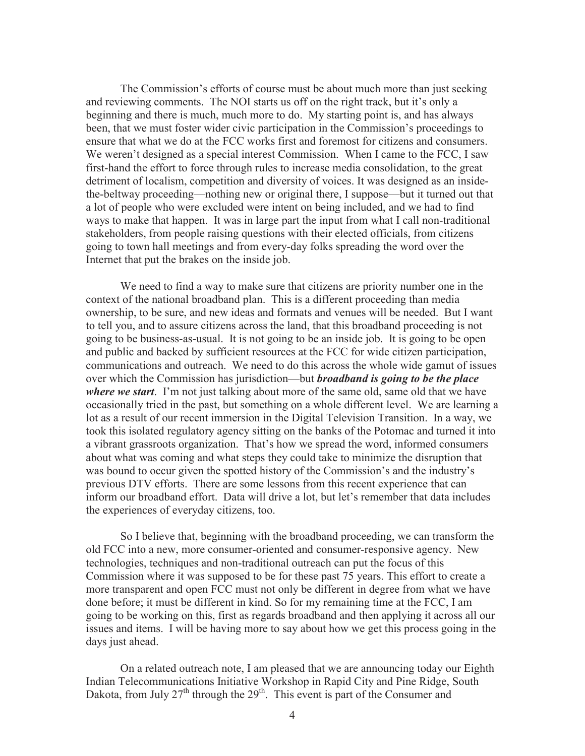The Commission's efforts of course must be about much more than just seeking and reviewing comments. The NOI starts us off on the right track, but it's only a beginning and there is much, much more to do. My starting point is, and has always been, that we must foster wider civic participation in the Commission's proceedings to ensure that what we do at the FCC works first and foremost for citizens and consumers. We weren't designed as a special interest Commission. When I came to the FCC, I saw first-hand the effort to force through rules to increase media consolidation, to the great detriment of localism, competition and diversity of voices. It was designed as an inside-the-beltway proceeding—nothing new or original there, I suppose—but it turned out that a lot of people who were excluded were intent on being included, and we had to find ways to make that happen. It was in large part the input from what I call non-traditional stakeholders, from people raising questions with their elected officials, from citizens going to town hall meetings and from every-day folks spreading the word over the Internet that put the brakes on the inside job.

We need to find a way to make sure that citizens are priority number one in the context of the national broadband plan. This is a different proceeding than media ownership, to be sure, and new ideas and formats and venues will be needed. But I want to tell you, and to assure citizens across the land, that this broadband proceeding is not going to be business-as-usual. It is not going to be an inside job. It is going to be open and public and backed by sufficient resources at the FCC for wide citizen participation, communications and outreach. We need to do this across the whole wide gamut of issues over which the Commission has jurisdiction—but ***broadband is going to be the place where we start***. I'm not just talking about more of the same old, same old that we have occasionally tried in the past, but something on a whole different level. We are learning a lot as a result of our recent immersion in the Digital Television Transition. In a way, we took this isolated regulatory agency sitting on the banks of the Potomac and turned it into a vibrant grassroots organization. That's how we spread the word, informed consumers about what was coming and what steps they could take to minimize the disruption that was bound to occur given the spotted history of the Commission's and the industry's previous DTV efforts. There are some lessons from this recent experience that can inform our broadband effort. Data will drive a lot, but let's remember that data includes the experiences of everyday citizens, too.

So I believe that, beginning with the broadband proceeding, we can transform the old FCC into a new, more consumer-oriented and consumer-responsive agency. New technologies, techniques and non-traditional outreach can put the focus of this Commission where it was supposed to be for these past 75 years. This effort to create a more transparent and open FCC must not only be different in degree from what we have done before; it must be different in kind. So for my remaining time at the FCC, I am going to be working on this, first as regards broadband and then applying it across all our issues and items. I will be having more to say about how we get this process going in the days just ahead.

On a related outreach note, I am pleased that we are announcing today our Eighth Indian Telecommunications Initiative Workshop in Rapid City and Pine Ridge, South Dakota, from July 27th through the 29th. This event is part of the Consumer and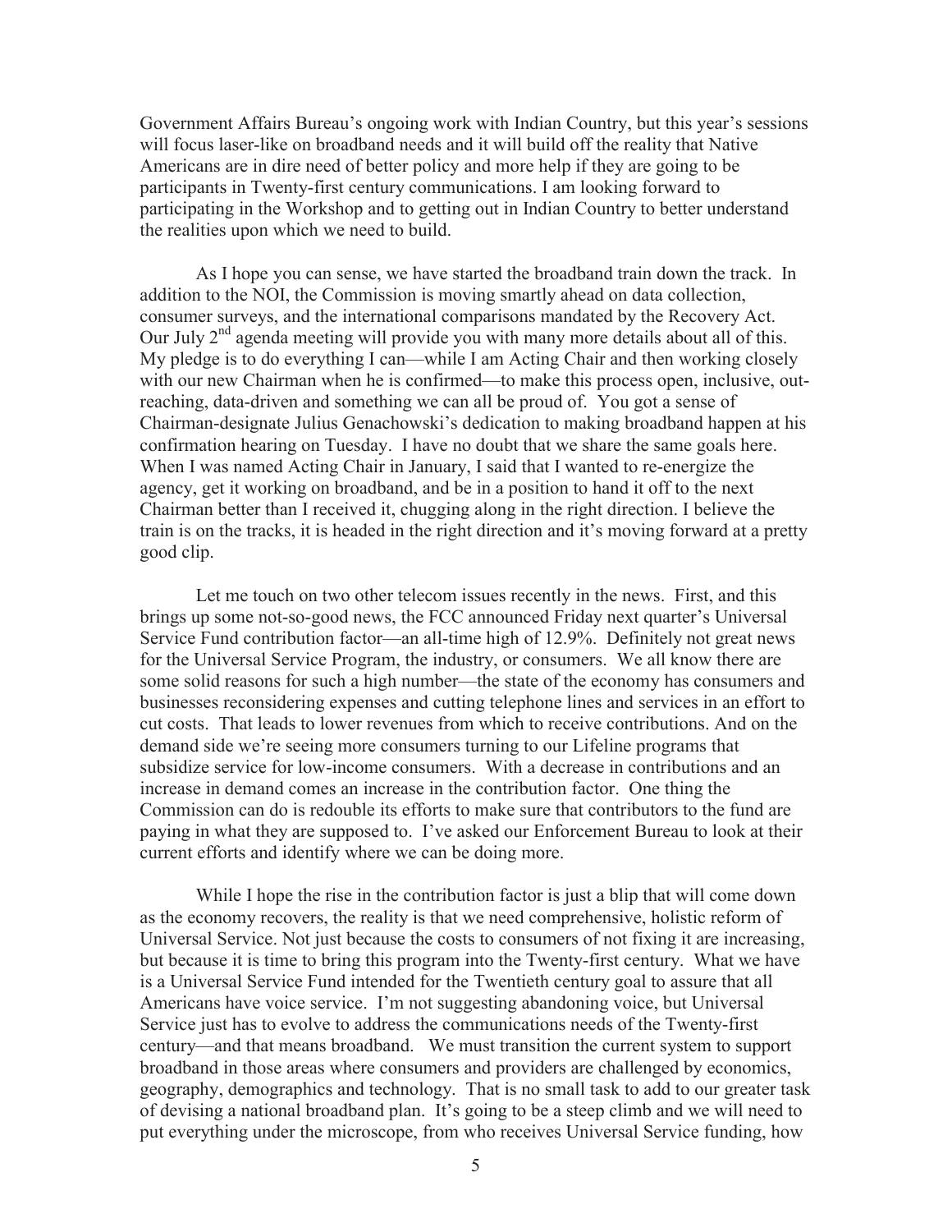Government Affairs Bureau's ongoing work with Indian Country, but this year's sessions will focus laser-like on broadband needs and it will build off the reality that Native Americans are in dire need of better policy and more help if they are going to be participants in Twenty-first century communications. I am looking forward to participating in the Workshop and to getting out in Indian Country to better understand the realities upon which we need to build.

As I hope you can sense, we have started the broadband train down the track. In addition to the NOI, the Commission is moving smartly ahead on data collection, consumer surveys, and the international comparisons mandated by the Recovery Act. Our July 2nd agenda meeting will provide you with many more details about all of this. My pledge is to do everything I can—while I am Acting Chair and then working closely with our new Chairman when he is confirmed—to make this process open, inclusive, out-reaching, data-driven and something we can all be proud of. You got a sense of Chairman-designate Julius Genachowski's dedication to making broadband happen at his confirmation hearing on Tuesday. I have no doubt that we share the same goals here. When I was named Acting Chair in January, I said that I wanted to re-energize the agency, get it working on broadband, and be in a position to hand it off to the next Chairman better than I received it, chugging along in the right direction. I believe the train is on the tracks, it is headed in the right direction and it's moving forward at a pretty good clip.

Let me touch on two other telecom issues recently in the news. First, and this brings up some not-so-good news, the FCC announced Friday next quarter's Universal Service Fund contribution factor—an all-time high of 12.9%. Definitely not great news for the Universal Service Program, the industry, or consumers. We all know there are some solid reasons for such a high number—the state of the economy has consumers and businesses reconsidering expenses and cutting telephone lines and services in an effort to cut costs. That leads to lower revenues from which to receive contributions. And on the demand side we're seeing more consumers turning to our Lifeline programs that subsidize service for low-income consumers. With a decrease in contributions and an increase in demand comes an increase in the contribution factor. One thing the Commission can do is redouble its efforts to make sure that contributors to the fund are paying in what they are supposed to. I've asked our Enforcement Bureau to look at their current efforts and identify where we can be doing more.

While I hope the rise in the contribution factor is just a blip that will come down as the economy recovers, the reality is that we need comprehensive, holistic reform of Universal Service. Not just because the costs to consumers of not fixing it are increasing, but because it is time to bring this program into the Twenty-first century. What we have is a Universal Service Fund intended for the Twentieth century goal to assure that all Americans have voice service. I'm not suggesting abandoning voice, but Universal Service just has to evolve to address the communications needs of the Twenty-first century—and that means broadband. We must transition the current system to support broadband in those areas where consumers and providers are challenged by economics, geography, demographics and technology. That is no small task to add to our greater task of devising a national broadband plan. It's going to be a steep climb and we will need to put everything under the microscope, from who receives Universal Service funding, how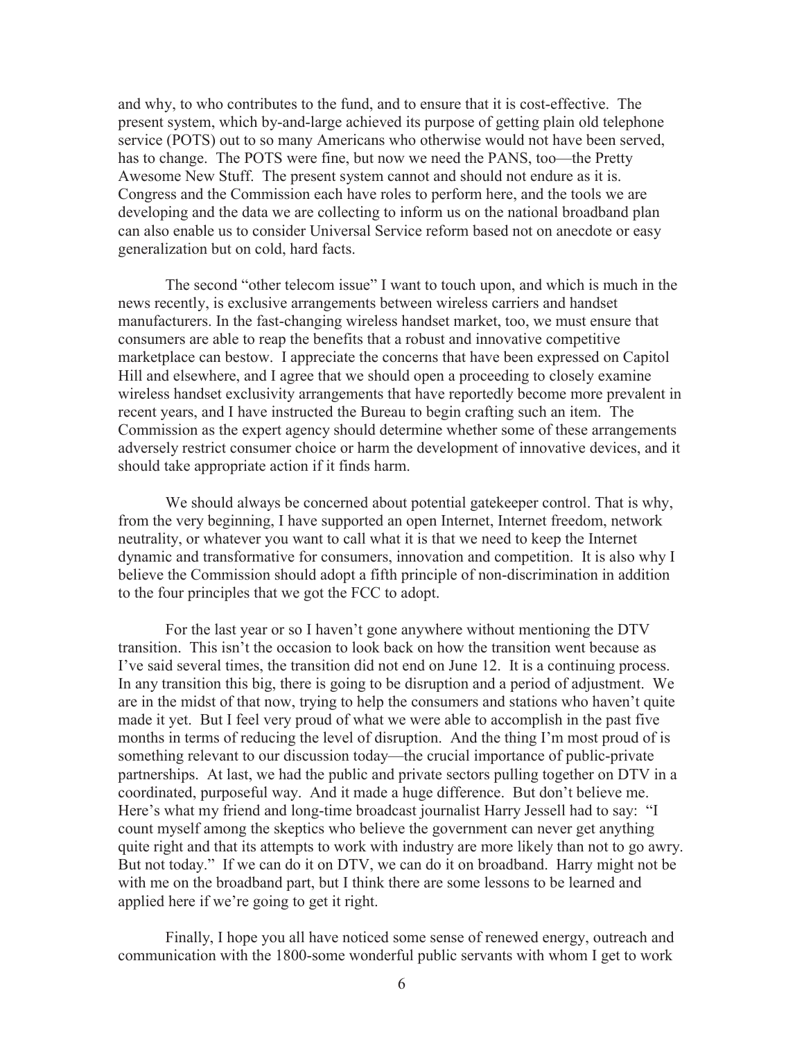and why, to who contributes to the fund, and to ensure that it is cost-effective. The present system, which by-and-large achieved its purpose of getting plain old telephone service (POTS) out to so many Americans who otherwise would not have been served, has to change. The POTS were fine, but now we need the PANS, too—the Pretty Awesome New Stuff. The present system cannot and should not endure as it is. Congress and the Commission each have roles to perform here, and the tools we are developing and the data we are collecting to inform us on the national broadband plan can also enable us to consider Universal Service reform based not on anecdote or easy generalization but on cold, hard facts.

The second "other telecom issue" I want to touch upon, and which is much in the news recently, is exclusive arrangements between wireless carriers and handset manufacturers. In the fast-changing wireless handset market, too, we must ensure that consumers are able to reap the benefits that a robust and innovative competitive marketplace can bestow. I appreciate the concerns that have been expressed on Capitol Hill and elsewhere, and I agree that we should open a proceeding to closely examine wireless handset exclusivity arrangements that have reportedly become more prevalent in recent years, and I have instructed the Bureau to begin crafting such an item. The Commission as the expert agency should determine whether some of these arrangements adversely restrict consumer choice or harm the development of innovative devices, and it should take appropriate action if it finds harm.

We should always be concerned about potential gatekeeper control. That is why, from the very beginning, I have supported an open Internet, Internet freedom, network neutrality, or whatever you want to call what it is that we need to keep the Internet dynamic and transformative for consumers, innovation and competition. It is also why I believe the Commission should adopt a fifth principle of non-discrimination in addition to the four principles that we got the FCC to adopt.

For the last year or so I haven't gone anywhere without mentioning the DTV transition. This isn't the occasion to look back on how the transition went because as I've said several times, the transition did not end on June 12. It is a continuing process. In any transition this big, there is going to be disruption and a period of adjustment. We are in the midst of that now, trying to help the consumers and stations who haven't quite made it yet. But I feel very proud of what we were able to accomplish in the past five months in terms of reducing the level of disruption. And the thing I'm most proud of is something relevant to our discussion today—the crucial importance of public-private partnerships. At last, we had the public and private sectors pulling together on DTV in a coordinated, purposeful way. And it made a huge difference. But don't believe me. Here's what my friend and long-time broadcast journalist Harry Jessell had to say: "I count myself among the skeptics who believe the government can never get anything quite right and that its attempts to work with industry are more likely than not to go awry. But not today." If we can do it on DTV, we can do it on broadband. Harry might not be with me on the broadband part, but I think there are some lessons to be learned and applied here if we're going to get it right.

Finally, I hope you all have noticed some sense of renewed energy, outreach and communication with the 1800-some wonderful public servants with whom I get to work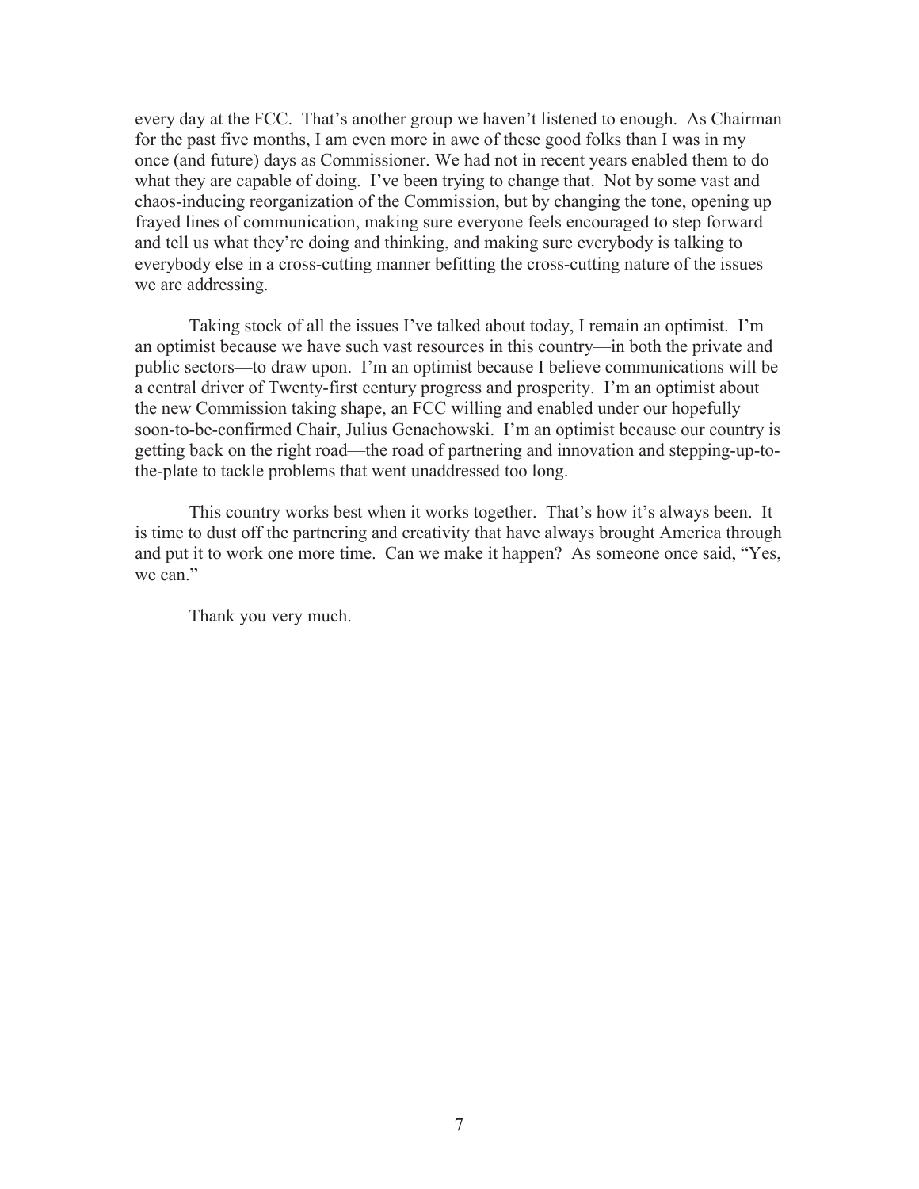every day at the FCC. That's another group we haven't listened to enough. As Chairman for the past five months, I am even more in awe of these good folks than I was in my once (and future) days as Commissioner. We had not in recent years enabled them to do what they are capable of doing. I've been trying to change that. Not by some vast and chaos-inducing reorganization of the Commission, but by changing the tone, opening up frayed lines of communication, making sure everyone feels encouraged to step forward and tell us what they're doing and thinking, and making sure everybody is talking to everybody else in a cross-cutting manner befitting the cross-cutting nature of the issues we are addressing.

Taking stock of all the issues I've talked about today, I remain an optimist. I'm an optimist because we have such vast resources in this country—in both the private and public sectors—to draw upon. I'm an optimist because I believe communications will be a central driver of Twenty-first century progress and prosperity. I'm an optimist about the new Commission taking shape, an FCC willing and enabled under our hopefully soon-to-be-confirmed Chair, Julius Genachowski. I'm an optimist because our country is getting back on the right road—the road of partnering and innovation and stepping-up-to-the-plate to tackle problems that went unaddressed too long.

This country works best when it works together. That's how it's always been. It is time to dust off the partnering and creativity that have always brought America through and put it to work one more time. Can we make it happen? As someone once said, "Yes, we can."

Thank you very much.